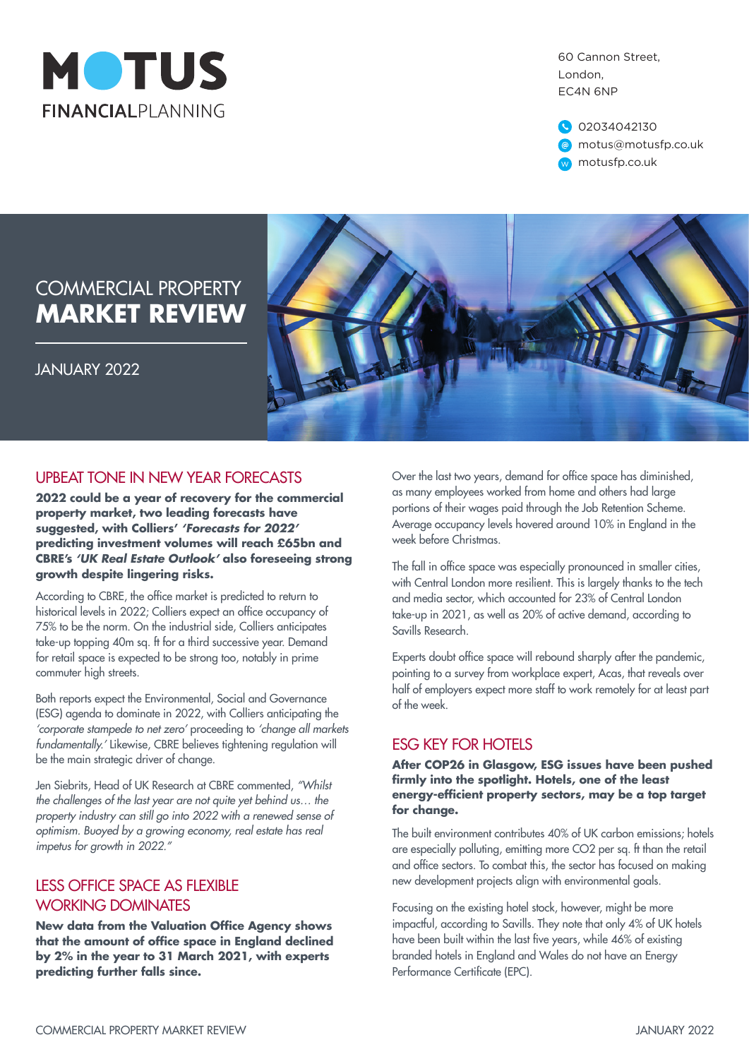MOTUS FINANCIALPLANNING

60 Cannon Street,
London,
EC4N 6NP

02034042130
motus@motusfp.co.uk
motusfp.co.uk

# COMMERCIAL PROPERTY **MARKET REVIEW**

JANUARY 2022

## UPBEAT TONE IN NEW YEAR FORECASTS

**2022 could be a year of recovery for the commercial property market, two leading forecasts have suggested, with Colliers' *'Forecasts for 2022'* predicting investment volumes will reach £65bn and CBRE's *'UK Real Estate Outlook'* also foreseeing strong growth despite lingering risks.**

According to CBRE, the office market is predicted to return to historical levels in 2022; Colliers expect an office occupancy of 75% to be the norm. On the industrial side, Colliers anticipates take-up topping 40m sq. ft for a third successive year. Demand for retail space is expected to be strong too, notably in prime commuter high streets.

Both reports expect the Environmental, Social and Governance (ESG) agenda to dominate in 2022, with Colliers anticipating the *'corporate stampede to net zero'* proceeding to *'change all markets fundamentally.'* Likewise, CBRE believes tightening regulation will be the main strategic driver of change.

Jen Siebrits, Head of UK Research at CBRE commented, *"Whilst the challenges of the last year are not quite yet behind us… the property industry can still go into 2022 with a renewed sense of optimism. Buoyed by a growing economy, real estate has real impetus for growth in 2022."*

## LESS OFFICE SPACE AS FLEXIBLE WORKING DOMINATES

**New data from the Valuation Office Agency shows that the amount of office space in England declined by 2% in the year to 31 March 2021, with experts predicting further falls since.**

Over the last two years, demand for office space has diminished, as many employees worked from home and others had large portions of their wages paid through the Job Retention Scheme. Average occupancy levels hovered around 10% in England in the week before Christmas.

The fall in office space was especially pronounced in smaller cities, with Central London more resilient. This is largely thanks to the tech and media sector, which accounted for 23% of Central London take-up in 2021, as well as 20% of active demand, according to Savills Research.

Experts doubt office space will rebound sharply after the pandemic, pointing to a survey from workplace expert, Acas, that reveals over half of employers expect more staff to work remotely for at least part of the week.

## ESG KEY FOR HOTELS

**After COP26 in Glasgow, ESG issues have been pushed firmly into the spotlight. Hotels, one of the least energy-efficient property sectors, may be a top target for change.**

The built environment contributes 40% of UK carbon emissions; hotels are especially polluting, emitting more $CO_2$ per sq. ft than the retail and office sectors. To combat this, the sector has focused on making new development projects align with environmental goals.

Focusing on the existing hotel stock, however, might be more impactful, according to Savills. They note that only 4% of UK hotels have been built within the last five years, while 46% of existing branded hotels in England and Wales do not have an Energy Performance Certificate (EPC).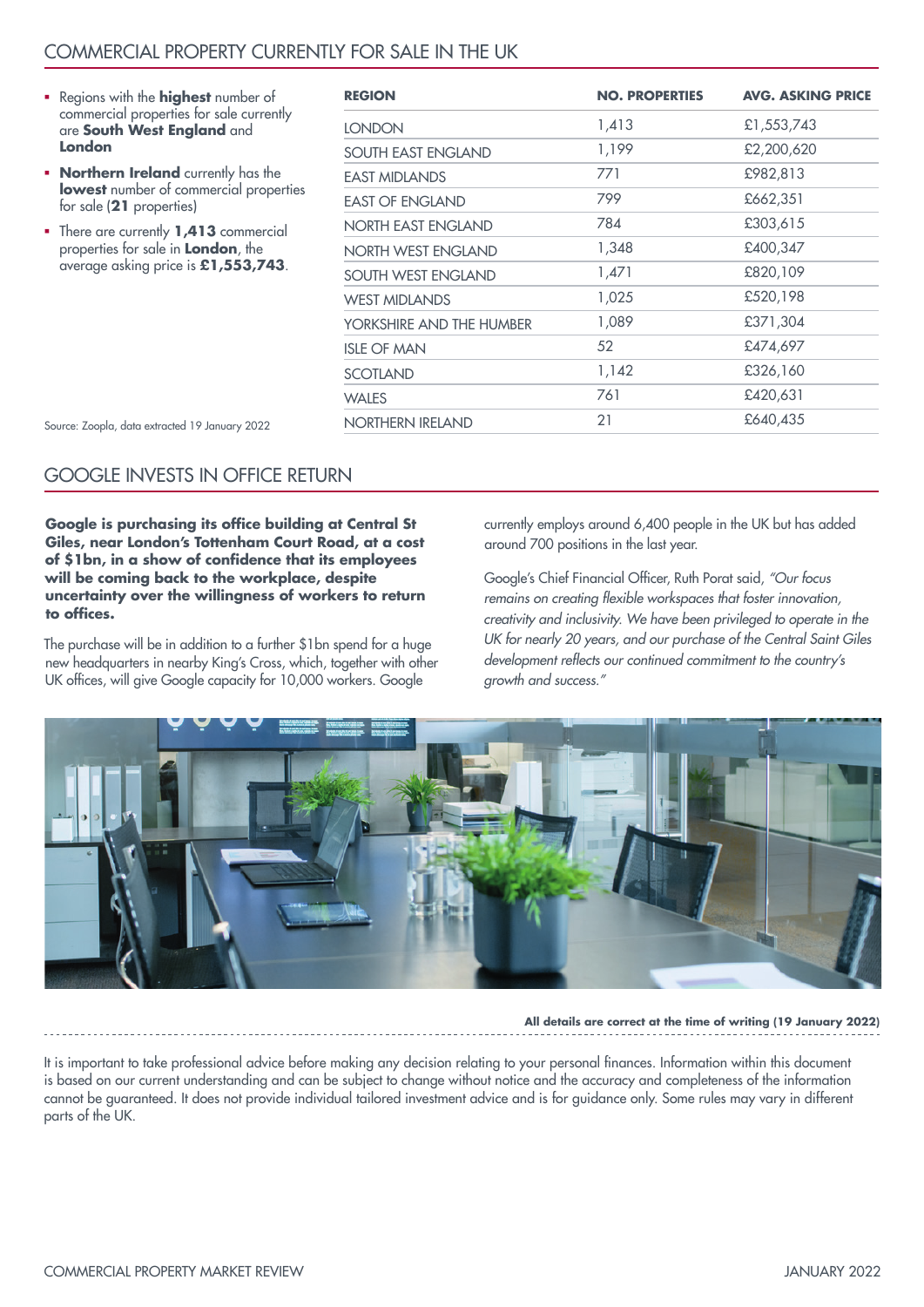## COMMERCIAL PROPERTY CURRENTLY FOR SALE IN THE UK

- Regions with the **highest** number of commercial properties for sale currently are **South West England** and **London**
- **Northern Ireland** currently has the **lowest** number of commercial properties for sale (**21** properties)
- There are currently **1,413** commercial properties for sale in **London**, the average asking price is **£1,553,743**.

| REGION | NO. PROPERTIES | AVG. ASKING PRICE |
|---|---|---|
| LONDON | 1,413 | £1,553,743 |
| SOUTH EAST ENGLAND | 1,199 | £2,200,620 |
| EAST MIDLANDS | 771 | £982,813 |
| EAST OF ENGLAND | 799 | £662,351 |
| NORTH EAST ENGLAND | 784 | £303,615 |
| NORTH WEST ENGLAND | 1,348 | £400,347 |
| SOUTH WEST ENGLAND | 1,471 | £820,109 |
| WEST MIDLANDS | 1,025 | £520,198 |
| YORKSHIRE AND THE HUMBER | 1,089 | £371,304 |
| ISLE OF MAN | 52 | £474,697 |
| SCOTLAND | 1,142 | £326,160 |
| WALES | 761 | £420,631 |
| NORTHERN IRELAND | 21 | £640,435 |

Source: Zoopla, data extracted 19 January 2022

## GOOGLE INVESTS IN OFFICE RETURN

**Google is purchasing its office building at Central St Giles, near London's Tottenham Court Road, at a cost of $1bn, in a show of confidence that its employees will be coming back to the workplace, despite uncertainty over the willingness of workers to return to offices.**

The purchase will be in addition to a further $1bn spend for a huge new headquarters in nearby King's Cross, which, together with other UK offices, will give Google capacity for 10,000 workers. Google currently employs around 6,400 people in the UK but has added around 700 positions in the last year.

Google's Chief Financial Officer, Ruth Porat said, *"Our focus remains on creating flexible workspaces that foster innovation, creativity and inclusivity. We have been privileged to operate in the UK for nearly 20 years, and our purchase of the Central Saint Giles development reflects our continued commitment to the country's growth and success."*

**All details are correct at the time of writing (19 January 2022)**

It is important to take professional advice before making any decision relating to your personal finances. Information within this document is based on our current understanding and can be subject to change without notice and the accuracy and completeness of the information cannot be guaranteed. It does not provide individual tailored investment advice and is for guidance only. Some rules may vary in different parts of the UK.